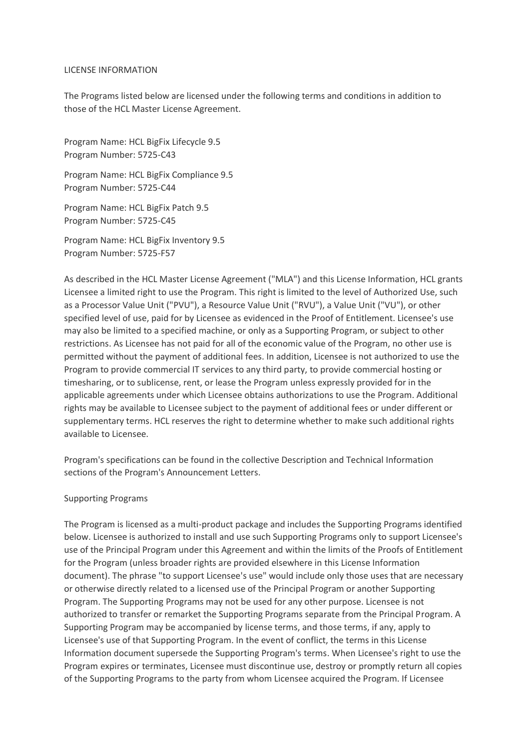LICENSE INFORMATION

The Programs listed below are licensed under the following terms and conditions in addition to those of the HCL Master License Agreement.

Program Name: HCL BigFix Lifecycle 9.5
Program Number: 5725-C43

Program Name: HCL BigFix Compliance 9.5
Program Number: 5725-C44

Program Name: HCL BigFix Patch 9.5
Program Number: 5725-C45

Program Name: HCL BigFix Inventory 9.5
Program Number: 5725-F57

As described in the HCL Master License Agreement ("MLA") and this License Information, HCL grants Licensee a limited right to use the Program. This right is limited to the level of Authorized Use, such as a Processor Value Unit ("PVU"), a Resource Value Unit ("RVU"), a Value Unit ("VU"), or other specified level of use, paid for by Licensee as evidenced in the Proof of Entitlement. Licensee's use may also be limited to a specified machine, or only as a Supporting Program, or subject to other restrictions. As Licensee has not paid for all of the economic value of the Program, no other use is permitted without the payment of additional fees. In addition, Licensee is not authorized to use the Program to provide commercial IT services to any third party, to provide commercial hosting or timesharing, or to sublicense, rent, or lease the Program unless expressly provided for in the applicable agreements under which Licensee obtains authorizations to use the Program. Additional rights may be available to Licensee subject to the payment of additional fees or under different or supplementary terms. HCL reserves the right to determine whether to make such additional rights available to Licensee.

Program's specifications can be found in the collective Description and Technical Information sections of the Program's Announcement Letters.

Supporting Programs

The Program is licensed as a multi-product package and includes the Supporting Programs identified below. Licensee is authorized to install and use such Supporting Programs only to support Licensee's use of the Principal Program under this Agreement and within the limits of the Proofs of Entitlement for the Program (unless broader rights are provided elsewhere in this License Information document). The phrase "to support Licensee's use" would include only those uses that are necessary or otherwise directly related to a licensed use of the Principal Program or another Supporting Program. The Supporting Programs may not be used for any other purpose. Licensee is not authorized to transfer or remarket the Supporting Programs separate from the Principal Program. A Supporting Program may be accompanied by license terms, and those terms, if any, apply to Licensee's use of that Supporting Program. In the event of conflict, the terms in this License Information document supersede the Supporting Program's terms. When Licensee's right to use the Program expires or terminates, Licensee must discontinue use, destroy or promptly return all copies of the Supporting Programs to the party from whom Licensee acquired the Program. If Licensee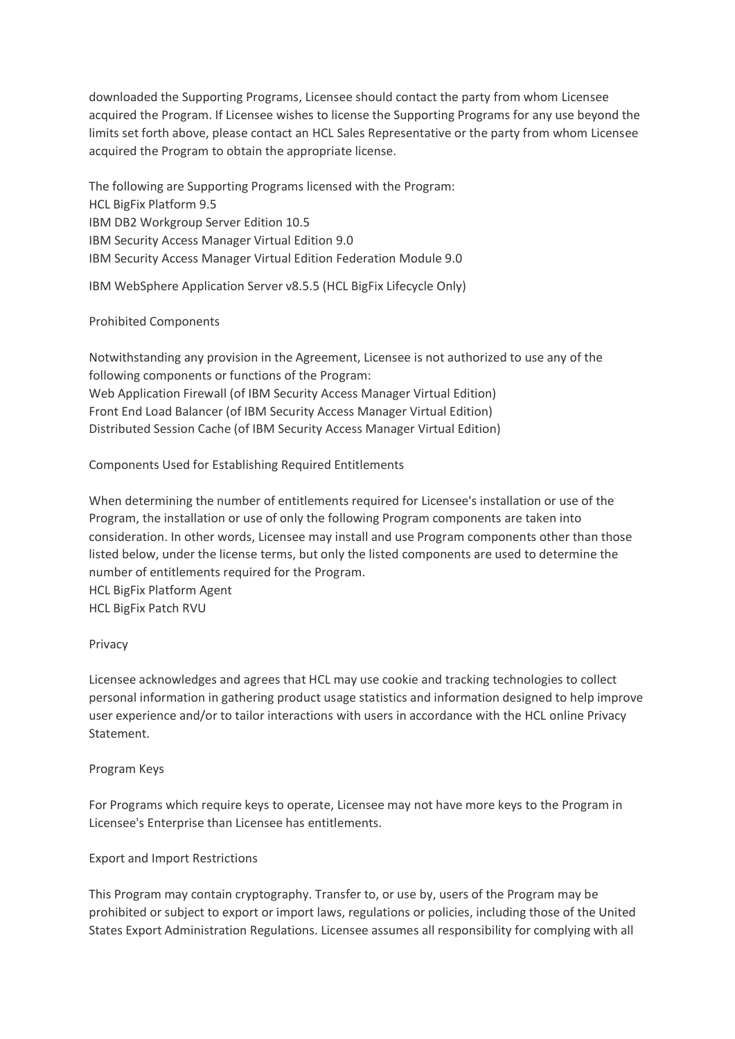downloaded the Supporting Programs, Licensee should contact the party from whom Licensee acquired the Program. If Licensee wishes to license the Supporting Programs for any use beyond the limits set forth above, please contact an HCL Sales Representative or the party from whom Licensee acquired the Program to obtain the appropriate license.

The following are Supporting Programs licensed with the Program:
HCL BigFix Platform 9.5
IBM DB2 Workgroup Server Edition 10.5
IBM Security Access Manager Virtual Edition 9.0
IBM Security Access Manager Virtual Edition Federation Module 9.0

IBM WebSphere Application Server v8.5.5 (HCL BigFix Lifecycle Only)

## Prohibited Components

Notwithstanding any provision in the Agreement, Licensee is not authorized to use any of the following components or functions of the Program:
Web Application Firewall (of IBM Security Access Manager Virtual Edition)
Front End Load Balancer (of IBM Security Access Manager Virtual Edition)
Distributed Session Cache (of IBM Security Access Manager Virtual Edition)

## Components Used for Establishing Required Entitlements

When determining the number of entitlements required for Licensee's installation or use of the Program, the installation or use of only the following Program components are taken into consideration. In other words, Licensee may install and use Program components other than those listed below, under the license terms, but only the listed components are used to determine the number of entitlements required for the Program.
HCL BigFix Platform Agent
HCL BigFix Patch RVU

## Privacy

Licensee acknowledges and agrees that HCL may use cookie and tracking technologies to collect personal information in gathering product usage statistics and information designed to help improve user experience and/or to tailor interactions with users in accordance with the HCL online Privacy Statement.

## Program Keys

For Programs which require keys to operate, Licensee may not have more keys to the Program in Licensee's Enterprise than Licensee has entitlements.

## Export and Import Restrictions

This Program may contain cryptography. Transfer to, or use by, users of the Program may be prohibited or subject to export or import laws, regulations or policies, including those of the United States Export Administration Regulations. Licensee assumes all responsibility for complying with all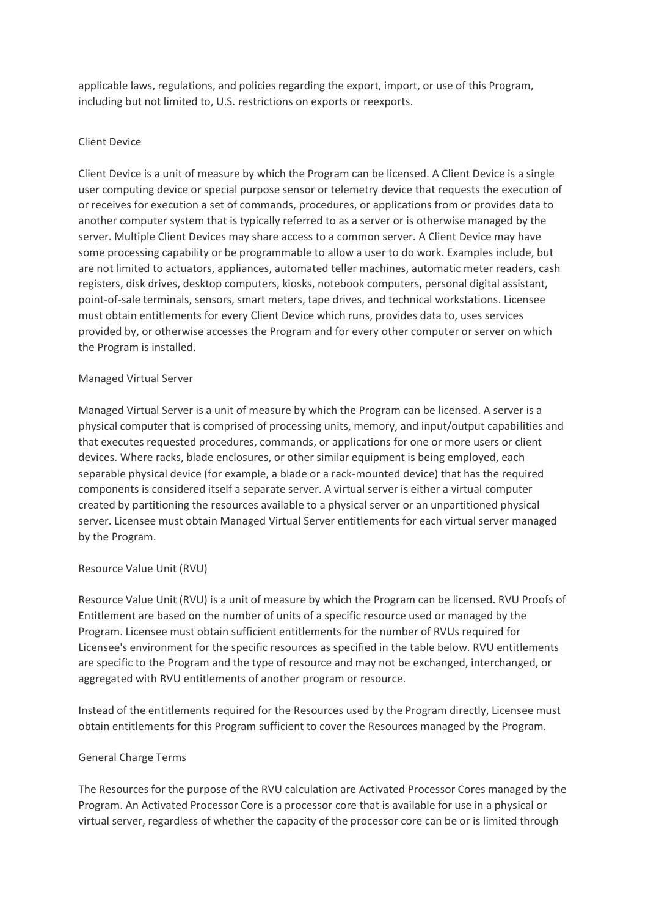applicable laws, regulations, and policies regarding the export, import, or use of this Program, including but not limited to, U.S. restrictions on exports or reexports.

## Client Device

Client Device is a unit of measure by which the Program can be licensed. A Client Device is a single user computing device or special purpose sensor or telemetry device that requests the execution of or receives for execution a set of commands, procedures, or applications from or provides data to another computer system that is typically referred to as a server or is otherwise managed by the server. Multiple Client Devices may share access to a common server. A Client Device may have some processing capability or be programmable to allow a user to do work. Examples include, but are not limited to actuators, appliances, automated teller machines, automatic meter readers, cash registers, disk drives, desktop computers, kiosks, notebook computers, personal digital assistant, point-of-sale terminals, sensors, smart meters, tape drives, and technical workstations. Licensee must obtain entitlements for every Client Device which runs, provides data to, uses services provided by, or otherwise accesses the Program and for every other computer or server on which the Program is installed.

## Managed Virtual Server

Managed Virtual Server is a unit of measure by which the Program can be licensed. A server is a physical computer that is comprised of processing units, memory, and input/output capabilities and that executes requested procedures, commands, or applications for one or more users or client devices. Where racks, blade enclosures, or other similar equipment is being employed, each separable physical device (for example, a blade or a rack-mounted device) that has the required components is considered itself a separate server. A virtual server is either a virtual computer created by partitioning the resources available to a physical server or an unpartitioned physical server. Licensee must obtain Managed Virtual Server entitlements for each virtual server managed by the Program.

## Resource Value Unit (RVU)

Resource Value Unit (RVU) is a unit of measure by which the Program can be licensed. RVU Proofs of Entitlement are based on the number of units of a specific resource used or managed by the Program. Licensee must obtain sufficient entitlements for the number of RVUs required for Licensee's environment for the specific resources as specified in the table below. RVU entitlements are specific to the Program and the type of resource and may not be exchanged, interchanged, or aggregated with RVU entitlements of another program or resource.

Instead of the entitlements required for the Resources used by the Program directly, Licensee must obtain entitlements for this Program sufficient to cover the Resources managed by the Program.

## General Charge Terms

The Resources for the purpose of the RVU calculation are Activated Processor Cores managed by the Program. An Activated Processor Core is a processor core that is available for use in a physical or virtual server, regardless of whether the capacity of the processor core can be or is limited through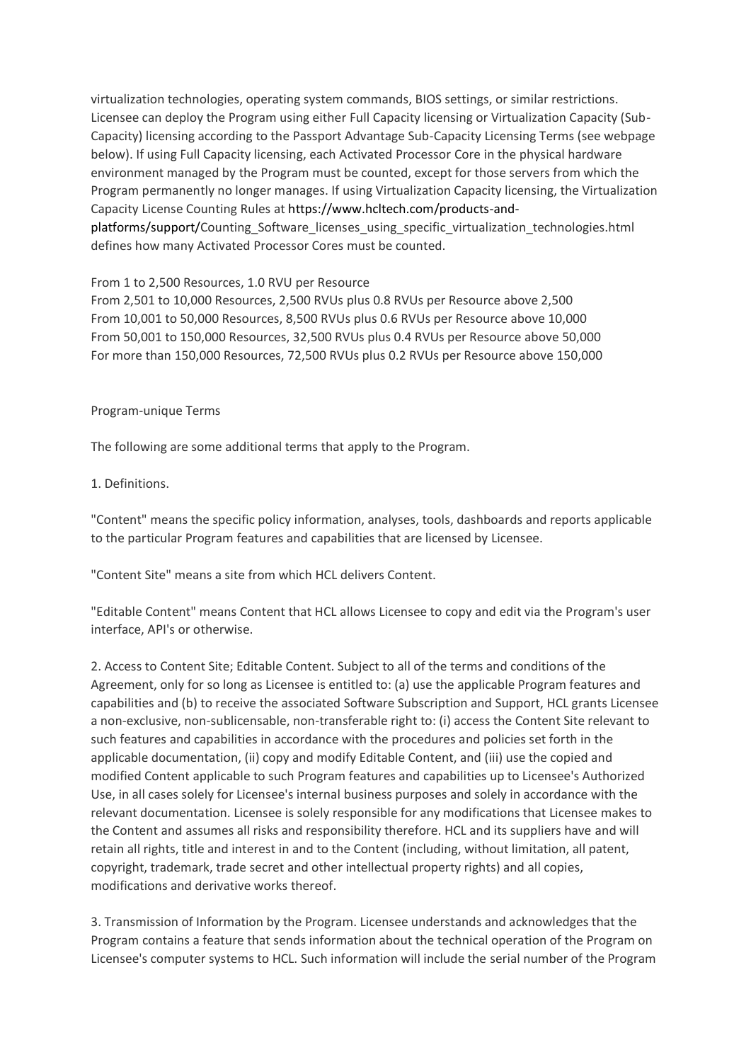virtualization technologies, operating system commands, BIOS settings, or similar restrictions. Licensee can deploy the Program using either Full Capacity licensing or Virtualization Capacity (Sub-Capacity) licensing according to the Passport Advantage Sub-Capacity Licensing Terms (see webpage below). If using Full Capacity licensing, each Activated Processor Core in the physical hardware environment managed by the Program must be counted, except for those servers from which the Program permanently no longer manages. If using Virtualization Capacity licensing, the Virtualization Capacity License Counting Rules at https://www.hcltech.com/products-and-platforms/support/Counting_Software_licenses_using_specific_virtualization_technologies.html defines how many Activated Processor Cores must be counted.

From 1 to 2,500 Resources, 1.0 RVU per Resource
From 2,501 to 10,000 Resources, 2,500 RVUs plus 0.8 RVUs per Resource above 2,500
From 10,001 to 50,000 Resources, 8,500 RVUs plus 0.6 RVUs per Resource above 10,000
From 50,001 to 150,000 Resources, 32,500 RVUs plus 0.4 RVUs per Resource above 50,000
For more than 150,000 Resources, 72,500 RVUs plus 0.2 RVUs per Resource above 150,000

Program-unique Terms

The following are some additional terms that apply to the Program.

1. Definitions.

"Content" means the specific policy information, analyses, tools, dashboards and reports applicable to the particular Program features and capabilities that are licensed by Licensee.

"Content Site" means a site from which HCL delivers Content.

"Editable Content" means Content that HCL allows Licensee to copy and edit via the Program's user interface, API's or otherwise.

2. Access to Content Site; Editable Content. Subject to all of the terms and conditions of the Agreement, only for so long as Licensee is entitled to: (a) use the applicable Program features and capabilities and (b) to receive the associated Software Subscription and Support, HCL grants Licensee a non-exclusive, non-sublicensable, non-transferable right to: (i) access the Content Site relevant to such features and capabilities in accordance with the procedures and policies set forth in the applicable documentation, (ii) copy and modify Editable Content, and (iii) use the copied and modified Content applicable to such Program features and capabilities up to Licensee's Authorized Use, in all cases solely for Licensee's internal business purposes and solely in accordance with the relevant documentation. Licensee is solely responsible for any modifications that Licensee makes to the Content and assumes all risks and responsibility therefore. HCL and its suppliers have and will retain all rights, title and interest in and to the Content (including, without limitation, all patent, copyright, trademark, trade secret and other intellectual property rights) and all copies, modifications and derivative works thereof.

3. Transmission of Information by the Program. Licensee understands and acknowledges that the Program contains a feature that sends information about the technical operation of the Program on Licensee's computer systems to HCL. Such information will include the serial number of the Program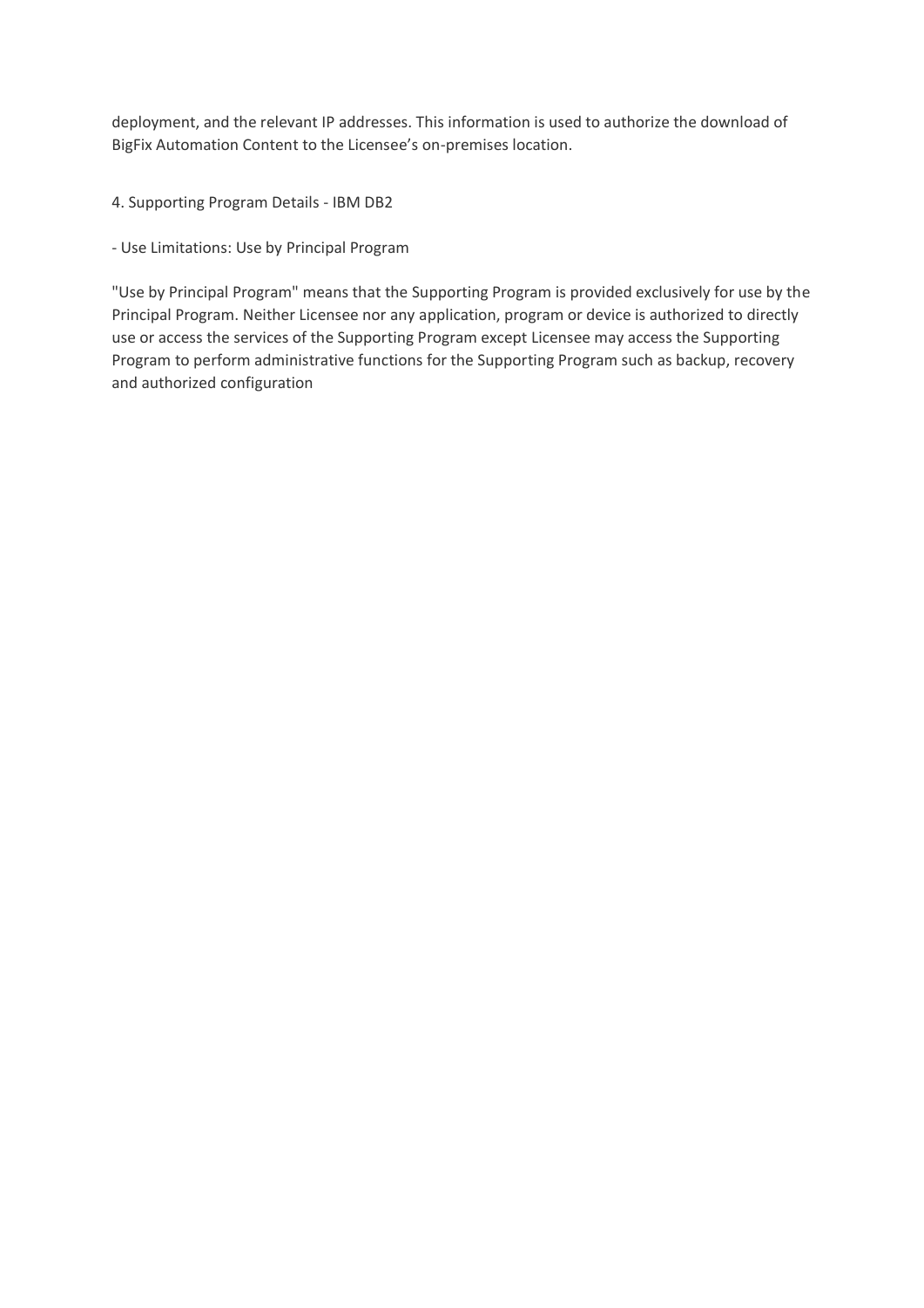deployment, and the relevant IP addresses. This information is used to authorize the download of BigFix Automation Content to the Licensee's on-premises location.

4. Supporting Program Details - IBM DB2

- Use Limitations: Use by Principal Program

"Use by Principal Program" means that the Supporting Program is provided exclusively for use by the Principal Program. Neither Licensee nor any application, program or device is authorized to directly use or access the services of the Supporting Program except Licensee may access the Supporting Program to perform administrative functions for the Supporting Program such as backup, recovery and authorized configuration